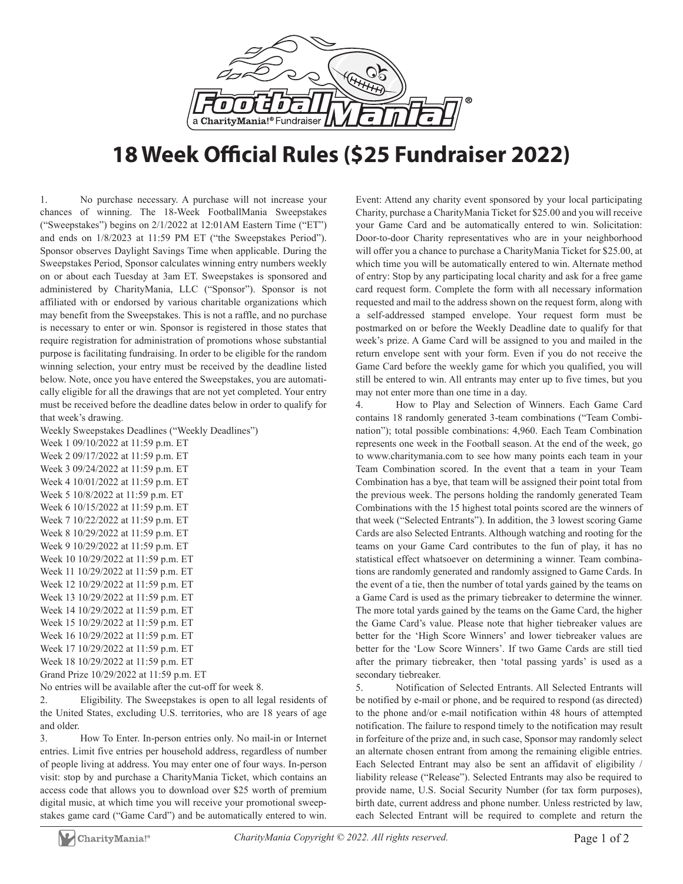# 18 Week Official Rules ($25 Fundraiser 2022)

1. No purchase necessary. A purchase will not increase your chances of winning. The 18-Week FootballMania Sweepstakes ("Sweepstakes") begins on 2/1/2022 at 12:01AM Eastern Time ("ET") and ends on 1/8/2023 at 11:59 PM ET ("the Sweepstakes Period"). Sponsor observes Daylight Savings Time when applicable. During the Sweepstakes Period, Sponsor calculates winning entry numbers weekly on or about each Tuesday at 3am ET. Sweepstakes is sponsored and administered by CharityMania, LLC ("Sponsor"). Sponsor is not affiliated with or endorsed by various charitable organizations which may benefit from the Sweepstakes. This is not a raffle, and no purchase is necessary to enter or win. Sponsor is registered in those states that require registration for administration of promotions whose substantial purpose is facilitating fundraising. In order to be eligible for the random winning selection, your entry must be received by the deadline listed below. Note, once you have entered the Sweepstakes, you are automatically eligible for all the drawings that are not yet completed. Your entry must be received before the deadline dates below in order to qualify for that week's drawing.

Weekly Sweepstakes Deadlines ("Weekly Deadlines")
Week 1 09/10/2022 at 11:59 p.m. ET
Week 2 09/17/2022 at 11:59 p.m. ET
Week 3 09/24/2022 at 11:59 p.m. ET
Week 4 10/01/2022 at 11:59 p.m. ET
Week 5 10/8/2022 at 11:59 p.m. ET
Week 6 10/15/2022 at 11:59 p.m. ET
Week 7 10/22/2022 at 11:59 p.m. ET
Week 8 10/29/2022 at 11:59 p.m. ET
Week 9 10/29/2022 at 11:59 p.m. ET
Week 10 10/29/2022 at 11:59 p.m. ET
Week 11 10/29/2022 at 11:59 p.m. ET
Week 12 10/29/2022 at 11:59 p.m. ET
Week 13 10/29/2022 at 11:59 p.m. ET
Week 14 10/29/2022 at 11:59 p.m. ET
Week 15 10/29/2022 at 11:59 p.m. ET
Week 16 10/29/2022 at 11:59 p.m. ET
Week 17 10/29/2022 at 11:59 p.m. ET
Week 18 10/29/2022 at 11:59 p.m. ET
Grand Prize 10/29/2022 at 11:59 p.m. ET
No entries will be available after the cut-off for week 8.

2. Eligibility. The Sweepstakes is open to all legal residents of the United States, excluding U.S. territories, who are 18 years of age and older.

3. How To Enter. In-person entries only. No mail-in or Internet entries. Limit five entries per household address, regardless of number of people living at address. You may enter one of four ways. In-person visit: stop by and purchase a CharityMania Ticket, which contains an access code that allows you to download over $25 worth of premium digital music, at which time you will receive your promotional sweepstakes game card ("Game Card") and be automatically entered to win. Event: Attend any charity event sponsored by your local participating Charity, purchase a CharityMania Ticket for $25.00 and you will receive your Game Card and be automatically entered to win. Solicitation: Door-to-door Charity representatives who are in your neighborhood will offer you a chance to purchase a CharityMania Ticket for $25.00, at which time you will be automatically entered to win. Alternate method of entry: Stop by any participating local charity and ask for a free game card request form. Complete the form with all necessary information requested and mail to the address shown on the request form, along with a self-addressed stamped envelope. Your request form must be postmarked on or before the Weekly Deadline date to qualify for that week's prize. A Game Card will be assigned to you and mailed in the return envelope sent with your form. Even if you do not receive the Game Card before the weekly game for which you qualified, you will still be entered to win. All entrants may enter up to five times, but you may not enter more than one time in a day.

4. How to Play and Selection of Winners. Each Game Card contains 18 randomly generated 3-team combinations ("Team Combination"); total possible combinations: 4,960. Each Team Combination represents one week in the Football season. At the end of the week, go to www.charitymania.com to see how many points each team in your Team Combination scored. In the event that a team in your Team Combination has a bye, that team will be assigned their point total from the previous week. The persons holding the randomly generated Team Combinations with the 15 highest total points scored are the winners of that week ("Selected Entrants"). In addition, the 3 lowest scoring Game Cards are also Selected Entrants. Although watching and rooting for the teams on your Game Card contributes to the fun of play, it has no statistical effect whatsoever on determining a winner. Team combinations are randomly generated and randomly assigned to Game Cards. In the event of a tie, then the number of total yards gained by the teams on a Game Card is used as the primary tiebreaker to determine the winner. The more total yards gained by the teams on the Game Card, the higher the Game Card's value. Please note that higher tiebreaker values are better for the 'High Score Winners' and lower tiebreaker values are better for the 'Low Score Winners'. If two Game Cards are still tied after the primary tiebreaker, then 'total passing yards' is used as a secondary tiebreaker.

5. Notification of Selected Entrants. All Selected Entrants will be notified by e-mail or phone, and be required to respond (as directed) to the phone and/or e-mail notification within 48 hours of attempted notification. The failure to respond timely to the notification may result in forfeiture of the prize and, in such case, Sponsor may randomly select an alternate chosen entrant from among the remaining eligible entries. Each Selected Entrant may also be sent an affidavit of eligibility / liability release ("Release"). Selected Entrants may also be required to provide name, U.S. Social Security Number (for tax form purposes), birth date, current address and phone number. Unless restricted by law, each Selected Entrant will be required to complete and return the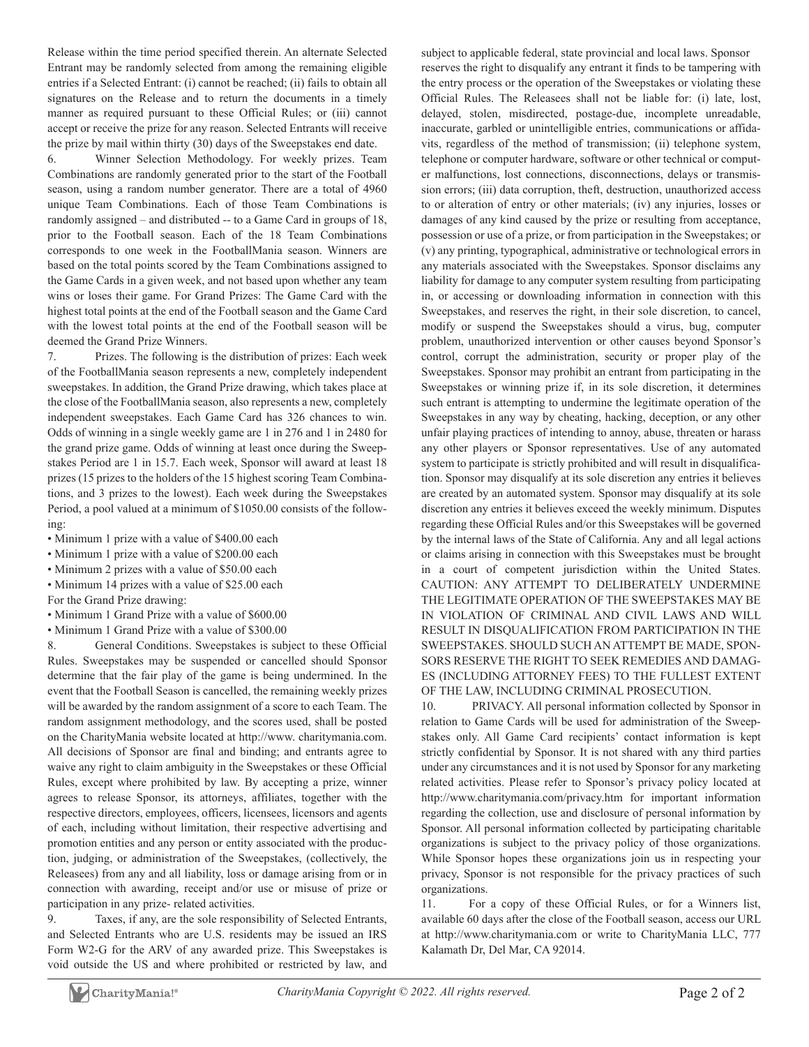Release within the time period specified therein. An alternate Selected Entrant may be randomly selected from among the remaining eligible entries if a Selected Entrant: (i) cannot be reached; (ii) fails to obtain all signatures on the Release and to return the documents in a timely manner as required pursuant to these Official Rules; or (iii) cannot accept or receive the prize for any reason. Selected Entrants will receive the prize by mail within thirty (30) days of the Sweepstakes end date.

6. Winner Selection Methodology. For weekly prizes. Team Combinations are randomly generated prior to the start of the Football season, using a random number generator. There are a total of 4960 unique Team Combinations. Each of those Team Combinations is randomly assigned – and distributed -- to a Game Card in groups of 18, prior to the Football season. Each of the 18 Team Combinations corresponds to one week in the FootballMania season. Winners are based on the total points scored by the Team Combinations assigned to the Game Cards in a given week, and not based upon whether any team wins or loses their game. For Grand Prizes: The Game Card with the highest total points at the end of the Football season and the Game Card with the lowest total points at the end of the Football season will be deemed the Grand Prize Winners.

7. Prizes. The following is the distribution of prizes: Each week of the FootballMania season represents a new, completely independent sweepstakes. In addition, the Grand Prize drawing, which takes place at the close of the FootballMania season, also represents a new, completely independent sweepstakes. Each Game Card has 326 chances to win. Odds of winning in a single weekly game are 1 in 276 and 1 in 2480 for the grand prize game. Odds of winning at least once during the Sweepstakes Period are 1 in 15.7. Each week, Sponsor will award at least 18 prizes (15 prizes to the holders of the 15 highest scoring Team Combinations, and 3 prizes to the lowest). Each week during the Sweepstakes Period, a pool valued at a minimum of $1050.00 consists of the following:

- Minimum 1 prize with a value of $400.00 each
- Minimum 1 prize with a value of $200.00 each
- Minimum 2 prizes with a value of $50.00 each
- Minimum 14 prizes with a value of $25.00 each

For the Grand Prize drawing:

- Minimum 1 Grand Prize with a value of $600.00
- Minimum 1 Grand Prize with a value of $300.00

8. General Conditions. Sweepstakes is subject to these Official Rules. Sweepstakes may be suspended or cancelled should Sponsor determine that the fair play of the game is being undermined. In the event that the Football Season is cancelled, the remaining weekly prizes will be awarded by the random assignment of a score to each Team. The random assignment methodology, and the scores used, shall be posted on the CharityMania website located at http://www. charitymania.com. All decisions of Sponsor are final and binding; and entrants agree to waive any right to claim ambiguity in the Sweepstakes or these Official Rules, except where prohibited by law. By accepting a prize, winner agrees to release Sponsor, its attorneys, affiliates, together with the respective directors, employees, officers, licensees, licensors and agents of each, including without limitation, their respective advertising and promotion entities and any person or entity associated with the production, judging, or administration of the Sweepstakes, (collectively, the Releasees) from any and all liability, loss or damage arising from or in connection with awarding, receipt and/or use or misuse of prize or participation in any prize- related activities.

9. Taxes, if any, are the sole responsibility of Selected Entrants, and Selected Entrants who are U.S. residents may be issued an IRS Form W2-G for the ARV of any awarded prize. This Sweepstakes is void outside the US and where prohibited or restricted by law, and subject to applicable federal, state provincial and local laws. Sponsor reserves the right to disqualify any entrant it finds to be tampering with the entry process or the operation of the Sweepstakes or violating these Official Rules. The Releasees shall not be liable for: (i) late, lost, delayed, stolen, misdirected, postage-due, incomplete unreadable, inaccurate, garbled or unintelligible entries, communications or affidavits, regardless of the method of transmission; (ii) telephone system, telephone or computer hardware, software or other technical or computer malfunctions, lost connections, disconnections, delays or transmission errors; (iii) data corruption, theft, destruction, unauthorized access to or alteration of entry or other materials; (iv) any injuries, losses or damages of any kind caused by the prize or resulting from acceptance, possession or use of a prize, or from participation in the Sweepstakes; or (v) any printing, typographical, administrative or technological errors in any materials associated with the Sweepstakes. Sponsor disclaims any liability for damage to any computer system resulting from participating in, or accessing or downloading information in connection with this Sweepstakes, and reserves the right, in their sole discretion, to cancel, modify or suspend the Sweepstakes should a virus, bug, computer problem, unauthorized intervention or other causes beyond Sponsor's control, corrupt the administration, security or proper play of the Sweepstakes. Sponsor may prohibit an entrant from participating in the Sweepstakes or winning prize if, in its sole discretion, it determines such entrant is attempting to undermine the legitimate operation of the Sweepstakes in any way by cheating, hacking, deception, or any other unfair playing practices of intending to annoy, abuse, threaten or harass any other players or Sponsor representatives. Use of any automated system to participate is strictly prohibited and will result in disqualification. Sponsor may disqualify at its sole discretion any entries it believes are created by an automated system. Sponsor may disqualify at its sole discretion any entries it believes exceed the weekly minimum. Disputes regarding these Official Rules and/or this Sweepstakes will be governed by the internal laws of the State of California. Any and all legal actions or claims arising in connection with this Sweepstakes must be brought in a court of competent jurisdiction within the United States. CAUTION: ANY ATTEMPT TO DELIBERATELY UNDERMINE THE LEGITIMATE OPERATION OF THE SWEEPSTAKES MAY BE IN VIOLATION OF CRIMINAL AND CIVIL LAWS AND WILL RESULT IN DISQUALIFICATION FROM PARTICIPATION IN THE SWEEPSTAKES. SHOULD SUCH AN ATTEMPT BE MADE, SPONSORS RESERVE THE RIGHT TO SEEK REMEDIES AND DAMAGES (INCLUDING ATTORNEY FEES) TO THE FULLEST EXTENT OF THE LAW, INCLUDING CRIMINAL PROSECUTION.

10. PRIVACY. All personal information collected by Sponsor in relation to Game Cards will be used for administration of the Sweepstakes only. All Game Card recipients' contact information is kept strictly confidential by Sponsor. It is not shared with any third parties under any circumstances and it is not used by Sponsor for any marketing related activities. Please refer to Sponsor's privacy policy located at http://www.charitymania.com/privacy.htm for important information regarding the collection, use and disclosure of personal information by Sponsor. All personal information collected by participating charitable organizations is subject to the privacy policy of those organizations. While Sponsor hopes these organizations join us in respecting your privacy, Sponsor is not responsible for the privacy practices of such organizations.

11. For a copy of these Official Rules, or for a Winners list, available 60 days after the close of the Football season, access our URL at http://www.charitymania.com or write to CharityMania LLC, 777 Kalamath Dr, Del Mar, CA 92014.